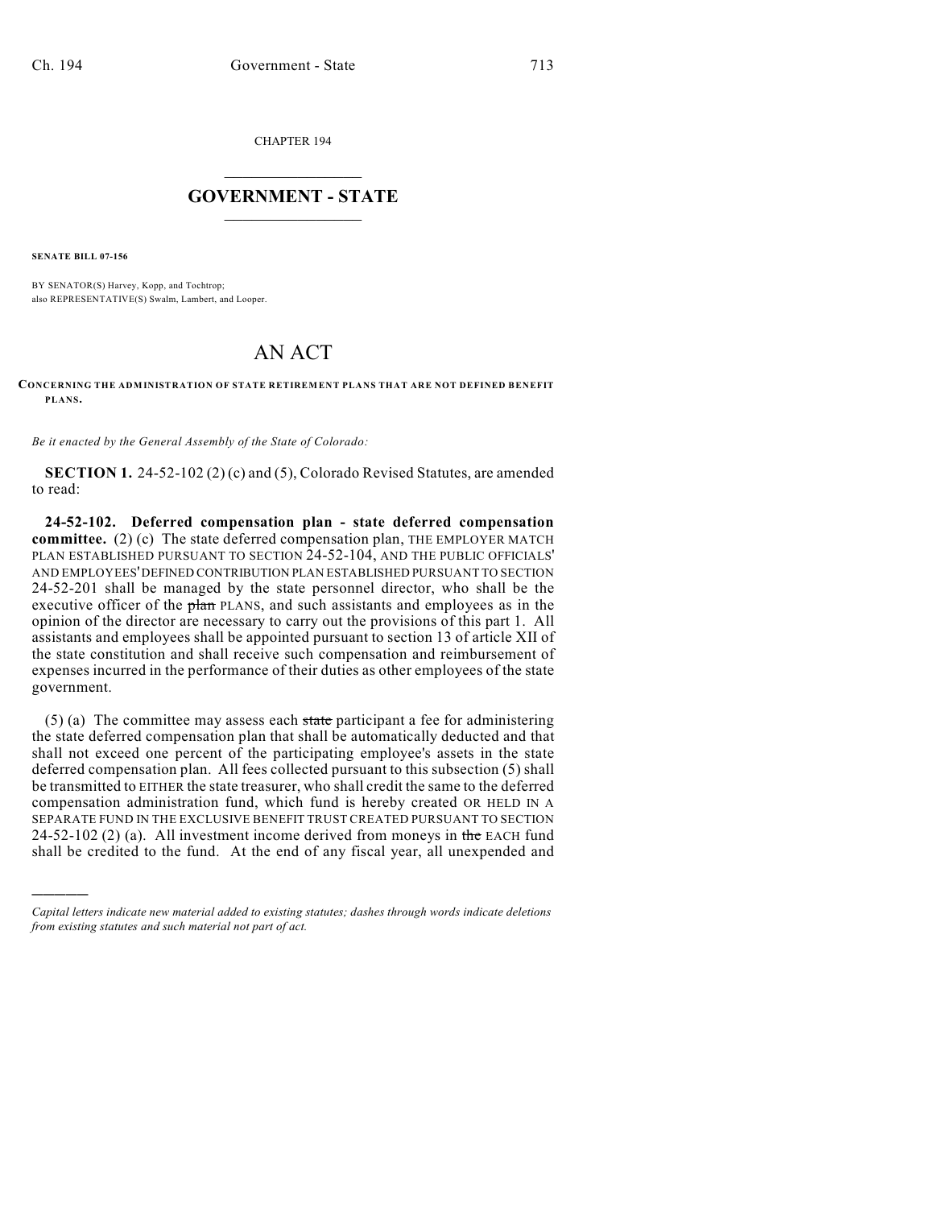CHAPTER 194

# GOVERNMENT - STATE

**SENATE BILL 07-156**

BY SENATOR(S) Harvey, Kopp, and Tochtrop;
also REPRESENTATIVE(S) Swalm, Lambert, and Looper.

# AN ACT

**CONCERNING THE ADMINISTRATION OF STATE RETIREMENT PLANS THAT ARE NOT DEFINED BENEFIT PLANS.**

*Be it enacted by the General Assembly of the State of Colorado:*

**SECTION 1.** 24-52-102 (2) (c) and (5), Colorado Revised Statutes, are amended to read:

**24-52-102. Deferred compensation plan - state deferred compensation committee.** (2) (c) The state deferred compensation plan, THE EMPLOYER MATCH PLAN ESTABLISHED PURSUANT TO SECTION 24-52-104, AND THE PUBLIC OFFICIALS' AND EMPLOYEES' DEFINED CONTRIBUTION PLAN ESTABLISHED PURSUANT TO SECTION 24-52-201 shall be managed by the state personnel director, who shall be the executive officer of the ~~plan~~ PLANS, and such assistants and employees as in the opinion of the director are necessary to carry out the provisions of this part 1. All assistants and employees shall be appointed pursuant to section 13 of article XII of the state constitution and shall receive such compensation and reimbursement of expenses incurred in the performance of their duties as other employees of the state government.

(5) (a) The committee may assess each ~~state~~ participant a fee for administering the state deferred compensation plan that shall be automatically deducted and that shall not exceed one percent of the participating employee's assets in the state deferred compensation plan. All fees collected pursuant to this subsection (5) shall be transmitted to EITHER the state treasurer, who shall credit the same to the deferred compensation administration fund, which fund is hereby created OR HELD IN A SEPARATE FUND IN THE EXCLUSIVE BENEFIT TRUST CREATED PURSUANT TO SECTION 24-52-102 (2) (a). All investment income derived from moneys in ~~the~~ EACH fund shall be credited to the fund. At the end of any fiscal year, all unexpended and

*Capital letters indicate new material added to existing statutes; dashes through words indicate deletions from existing statutes and such material not part of act.*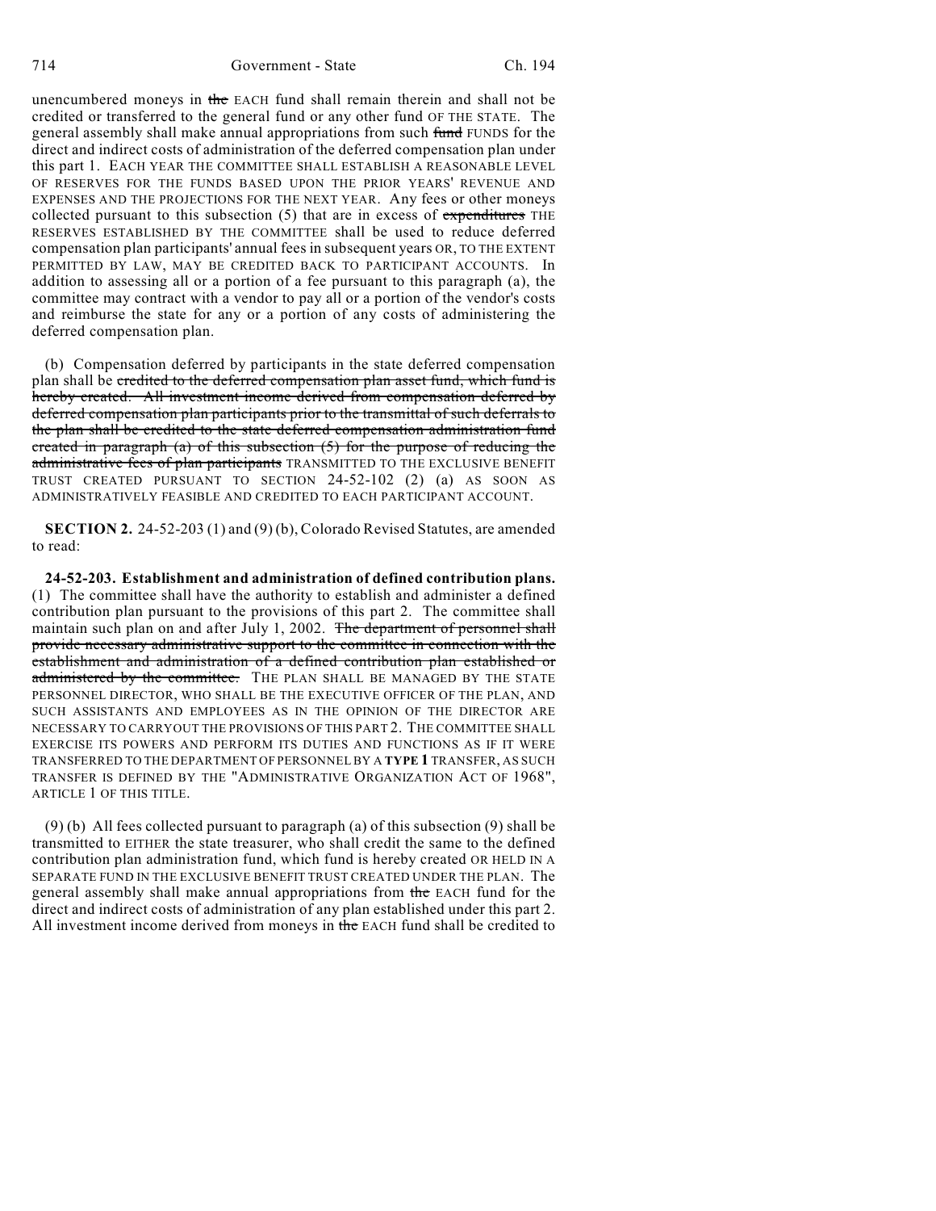unencumbered moneys in ~~the~~ EACH fund shall remain therein and shall not be credited or transferred to the general fund or any other fund OF THE STATE. The general assembly shall make annual appropriations from such ~~fund~~ FUNDS for the direct and indirect costs of administration of the deferred compensation plan under this part 1. EACH YEAR THE COMMITTEE SHALL ESTABLISH A REASONABLE LEVEL OF RESERVES FOR THE FUNDS BASED UPON THE PRIOR YEARS' REVENUE AND EXPENSES AND THE PROJECTIONS FOR THE NEXT YEAR. Any fees or other moneys collected pursuant to this subsection (5) that are in excess of ~~expenditures~~ THE RESERVES ESTABLISHED BY THE COMMITTEE shall be used to reduce deferred compensation plan participants' annual fees in subsequent years OR, TO THE EXTENT PERMITTED BY LAW, MAY BE CREDITED BACK TO PARTICIPANT ACCOUNTS. In addition to assessing all or a portion of a fee pursuant to this paragraph (a), the committee may contract with a vendor to pay all or a portion of the vendor's costs and reimburse the state for any or a portion of any costs of administering the deferred compensation plan.

(b) Compensation deferred by participants in the state deferred compensation plan shall be ~~credited to the deferred compensation plan asset fund, which fund is hereby created. All investment income derived from compensation deferred by deferred compensation plan participants prior to the transmittal of such deferrals to the plan shall be credited to the state deferred compensation administration fund created in paragraph (a) of this subsection (5) for the purpose of reducing the administrative fees of plan participants~~ TRANSMITTED TO THE EXCLUSIVE BENEFIT TRUST CREATED PURSUANT TO SECTION 24-52-102 (2) (a) AS SOON AS ADMINISTRATIVELY FEASIBLE AND CREDITED TO EACH PARTICIPANT ACCOUNT.

**SECTION 2.** 24-52-203 (1) and (9) (b), Colorado Revised Statutes, are amended to read:

**24-52-203. Establishment and administration of defined contribution plans.** (1) The committee shall have the authority to establish and administer a defined contribution plan pursuant to the provisions of this part 2. The committee shall maintain such plan on and after July 1, 2002. ~~The department of personnel shall provide necessary administrative support to the committee in connection with the establishment and administration of a defined contribution plan established or administered by the committee.~~ THE PLAN SHALL BE MANAGED BY THE STATE PERSONNEL DIRECTOR, WHO SHALL BE THE EXECUTIVE OFFICER OF THE PLAN, AND SUCH ASSISTANTS AND EMPLOYEES AS IN THE OPINION OF THE DIRECTOR ARE NECESSARY TO CARRY OUT THE PROVISIONS OF THIS PART 2. THE COMMITTEE SHALL EXERCISE ITS POWERS AND PERFORM ITS DUTIES AND FUNCTIONS AS IF IT WERE TRANSFERRED TO THE DEPARTMENT OF PERSONNEL BY A **TYPE 1** TRANSFER, AS SUCH TRANSFER IS DEFINED BY THE "ADMINISTRATIVE ORGANIZATION ACT OF 1968", ARTICLE 1 OF THIS TITLE.

(9) (b) All fees collected pursuant to paragraph (a) of this subsection (9) shall be transmitted to EITHER the state treasurer, who shall credit the same to the defined contribution plan administration fund, which fund is hereby created OR HELD IN A SEPARATE FUND IN THE EXCLUSIVE BENEFIT TRUST CREATED UNDER THE PLAN. The general assembly shall make annual appropriations from ~~the~~ EACH fund for the direct and indirect costs of administration of any plan established under this part 2. All investment income derived from moneys in ~~the~~ EACH fund shall be credited to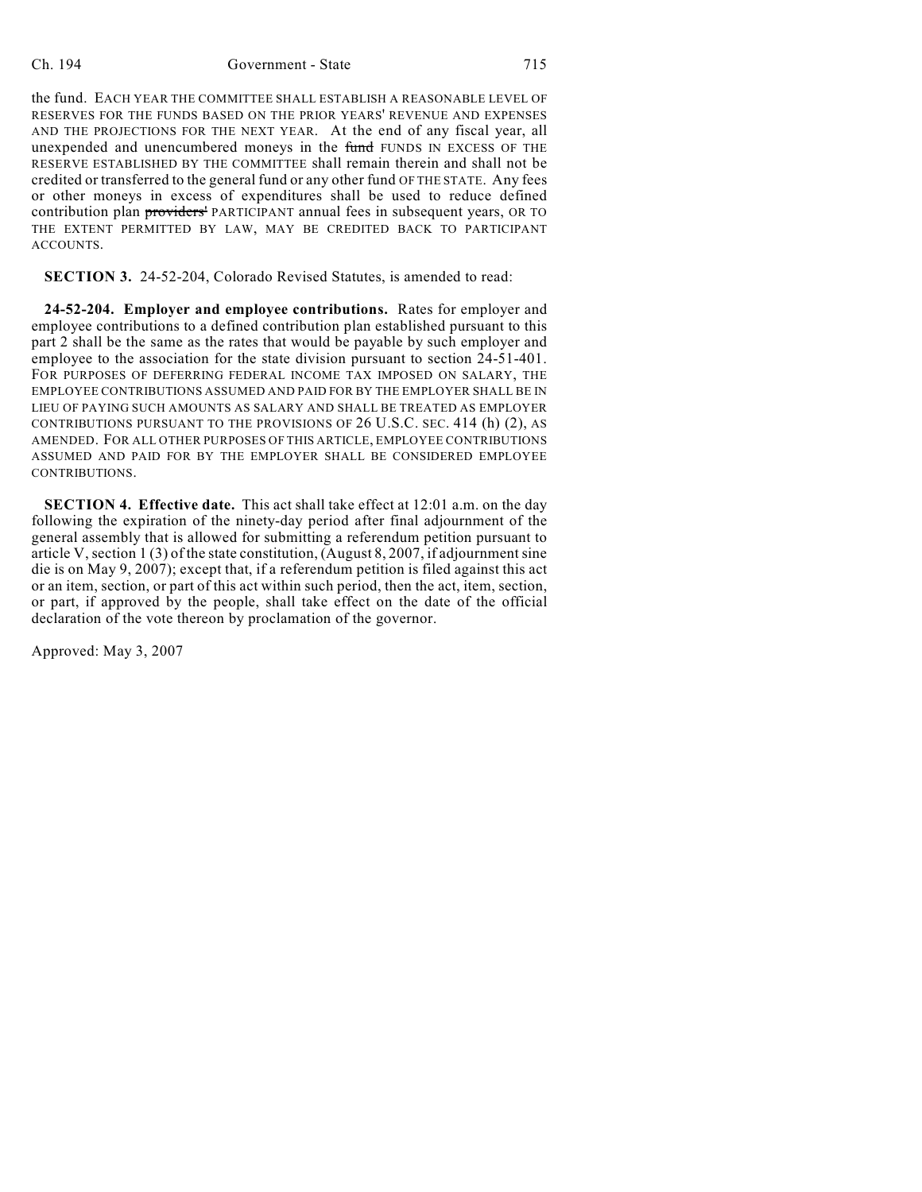the fund. EACH YEAR THE COMMITTEE SHALL ESTABLISH A REASONABLE LEVEL OF RESERVES FOR THE FUNDS BASED ON THE PRIOR YEARS' REVENUE AND EXPENSES AND THE PROJECTIONS FOR THE NEXT YEAR. At the end of any fiscal year, all unexpended and unencumbered moneys in the ~~fund~~ FUNDS IN EXCESS OF THE RESERVE ESTABLISHED BY THE COMMITTEE shall remain therein and shall not be credited or transferred to the general fund or any other fund OF THE STATE. Any fees or other moneys in excess of expenditures shall be used to reduce defined contribution plan ~~providers'~~ PARTICIPANT annual fees in subsequent years, OR TO THE EXTENT PERMITTED BY LAW, MAY BE CREDITED BACK TO PARTICIPANT ACCOUNTS.

**SECTION 3.** 24-52-204, Colorado Revised Statutes, is amended to read:

**24-52-204. Employer and employee contributions.** Rates for employer and employee contributions to a defined contribution plan established pursuant to this part 2 shall be the same as the rates that would be payable by such employer and employee to the association for the state division pursuant to section 24-51-401. FOR PURPOSES OF DEFERRING FEDERAL INCOME TAX IMPOSED ON SALARY, THE EMPLOYEE CONTRIBUTIONS ASSUMED AND PAID FOR BY THE EMPLOYER SHALL BE IN LIEU OF PAYING SUCH AMOUNTS AS SALARY AND SHALL BE TREATED AS EMPLOYER CONTRIBUTIONS PURSUANT TO THE PROVISIONS OF 26 U.S.C. SEC. 414 (h) (2), AS AMENDED. FOR ALL OTHER PURPOSES OF THIS ARTICLE, EMPLOYEE CONTRIBUTIONS ASSUMED AND PAID FOR BY THE EMPLOYER SHALL BE CONSIDERED EMPLOYEE CONTRIBUTIONS.

**SECTION 4. Effective date.** This act shall take effect at 12:01 a.m. on the day following the expiration of the ninety-day period after final adjournment of the general assembly that is allowed for submitting a referendum petition pursuant to article V, section 1 (3) of the state constitution, (August 8, 2007, if adjournment sine die is on May 9, 2007); except that, if a referendum petition is filed against this act or an item, section, or part of this act within such period, then the act, item, section, or part, if approved by the people, shall take effect on the date of the official declaration of the vote thereon by proclamation of the governor.

Approved: May 3, 2007